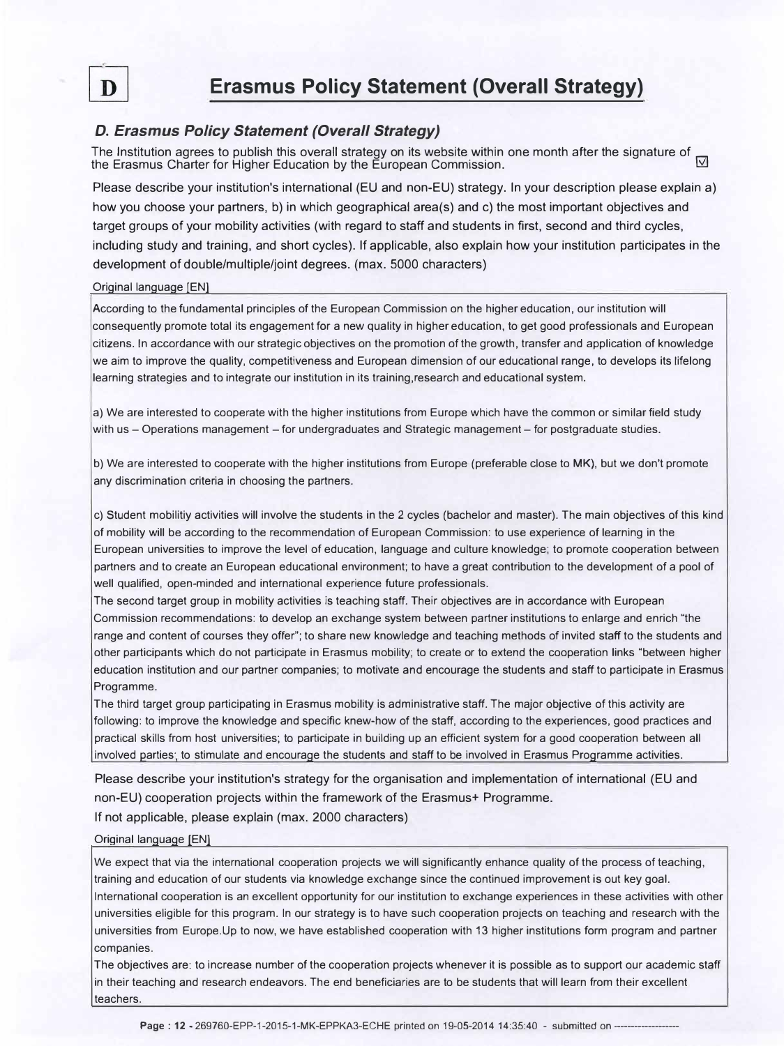# D Erasmus Policy Statement (Overall Strategy)

### *D. Erasmus Policy Statement (Overall Strategy)*

The Institution agrees to publish this overall strategy on its website within one month after the signature of the Erasmus Charter for Higher Education by the European Commission. ☑

Please describe your institution's international (EU and non-EU) strategy. In your description please explain a) how you choose your partners, b) in which geographical area(s) and c) the most important objectives and target groups of your mobility activities (with regard to staff and students in first, second and third cycles, including study and training, and short cycles). If applicable, also explain how your institution participates in the development of double/multiple/joint degrees. (max. 5000 characters)

Original language [EN]

According to the fundamental principles of the European Commission on the higher education, our institution will consequently promote total its engagement for a new quality in higher education, to get good professionals and European citizens. In accordance with our strategic objectives on the promotion of the growth, transfer and application of knowledge we aim to improve the quality, competitiveness and European dimension of our educational range, to develops its lifelong learning strategies and to integrate our institution in its training,research and educational system.

a) We are interested to cooperate with the higher institutions from Europe which have the common or similar field study with us – Operations management – for undergraduates and Strategic management – for postgraduate studies.

b) We are interested to cooperate with the higher institutions from Europe (preferable close to MK), but we don't promote any discrimination criteria in choosing the partners.

c) Student mobilitiy activities will involve the students in the 2 cycles (bachelor and master). The main objectives of this kind of mobility will be according to the recommendation of European Commission: to use experience of learning in the European universities to improve the level of education, language and culture knowledge; to promote cooperation between partners and to create an European educational environment; to have a great contribution to the development of a pool of well qualified, open-minded and international experience future professionals.
The second target group in mobility activities is teaching staff. Their objectives are in accordance with European Commission recommendations: to develop an exchange system between partner institutions to enlarge and enrich "the range and content of courses they offer"; to share new knowledge and teaching methods of invited staff to the students and other participants which do not participate in Erasmus mobility; to create or to extend the cooperation links "between higher education institution and our partner companies; to motivate and encourage the students and staff to participate in Erasmus Programme.
The third target group participating in Erasmus mobility is administrative staff. The major objective of this activity are following: to improve the knowledge and specific knew-how of the staff, according to the experiences, good practices and practical skills from host universities; to participate in building up an efficient system for a good cooperation between all involved parties; to stimulate and encourage the students and staff to be involved in Erasmus Programme activities.

Please describe your institution's strategy for the organisation and implementation of international (EU and non-EU) cooperation projects within the framework of the Erasmus+ Programme.
If not applicable, please explain (max. 2000 characters)

Original language [EN]

We expect that via the international cooperation projects we will significantly enhance quality of the process of teaching, training and education of our students via knowledge exchange since the continued improvement is out key goal.
International cooperation is an excellent opportunity for our institution to exchange experiences in these activities with other universities eligible for this program. In our strategy is to have such cooperation projects on teaching and research with the universities from Europe.Up to now, we have established cooperation with 13 higher institutions form program and partner companies.
The objectives are: to increase number of the cooperation projects whenever it is possible as to support our academic staff in their teaching and research endeavors. The end beneficiaries are to be students that will learn from their excellent teachers.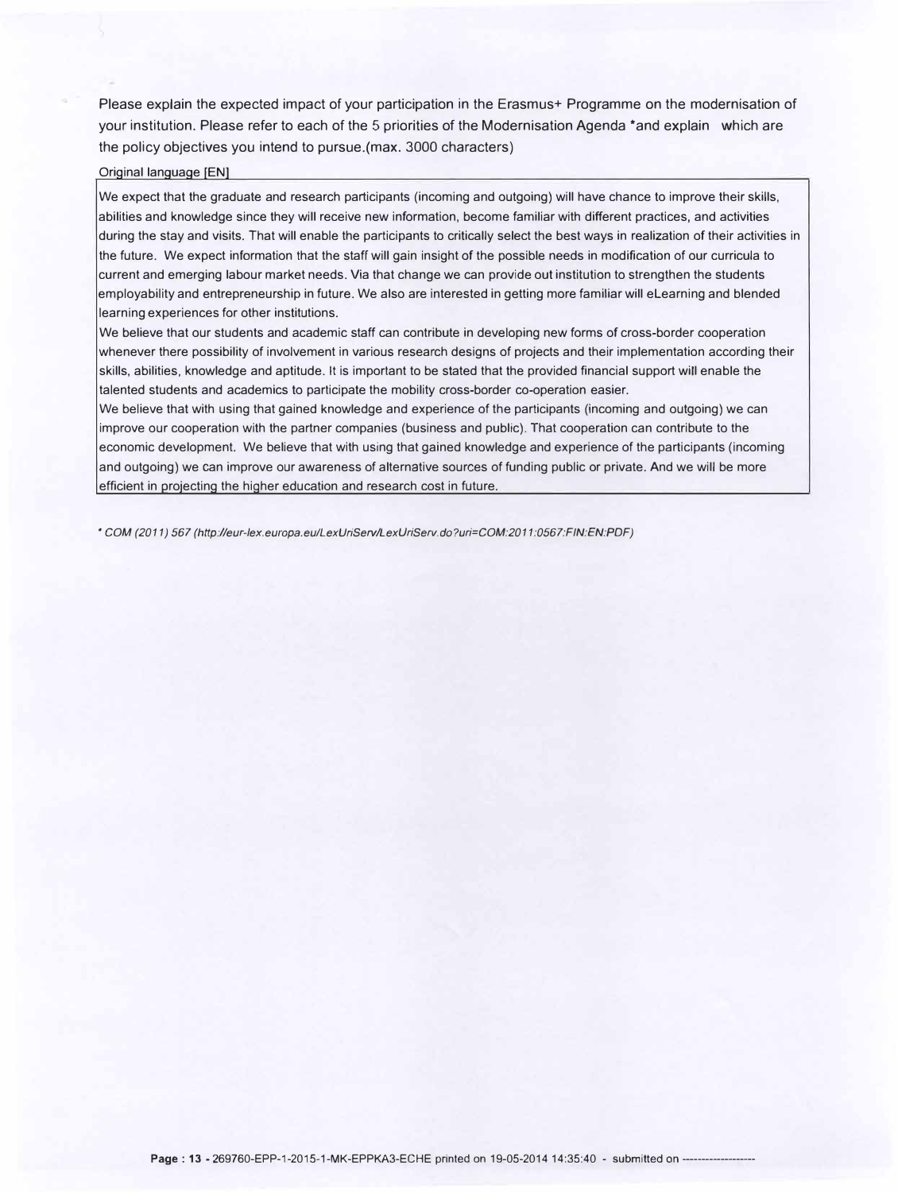Please explain the expected impact of your participation in the Erasmus+ Programme on the modernisation of your institution. Please refer to each of the 5 priorities of the Modernisation Agenda *and explain which are the policy objectives you intend to pursue.(max. 3000 characters)

Original language [EN]

We expect that the graduate and research participants (incoming and outgoing) will have chance to improve their skills, abilities and knowledge since they will receive new information, become familiar with different practices, and activities during the stay and visits. That will enable the participants to critically select the best ways in realization of their activities in the future. We expect information that the staff will gain insight of the possible needs in modification of our curricula to current and emerging labour market needs. Via that change we can provide out institution to strengthen the students employability and entrepreneurship in future. We also are interested in getting more familiar will eLearning and blended learning experiences for other institutions.

We believe that our students and academic staff can contribute in developing new forms of cross-border cooperation whenever there possibility of involvement in various research designs of projects and their implementation according their skills, abilities, knowledge and aptitude. It is important to be stated that the provided financial support will enable the talented students and academics to participate the mobility cross-border co-operation easier.

We believe that with using that gained knowledge and experience of the participants (incoming and outgoing) we can improve our cooperation with the partner companies (business and public). That cooperation can contribute to the economic development. We believe that with using that gained knowledge and experience of the participants (incoming and outgoing) we can improve our awareness of alternative sources of funding public or private. And we will be more efficient in projecting the higher education and research cost in future.

*COM (2011) 567 (http://eur-lex.europa.eu/LexUriServ/LexUriServ.do?uri=COM:2011:0567:FIN:EN:PDF)